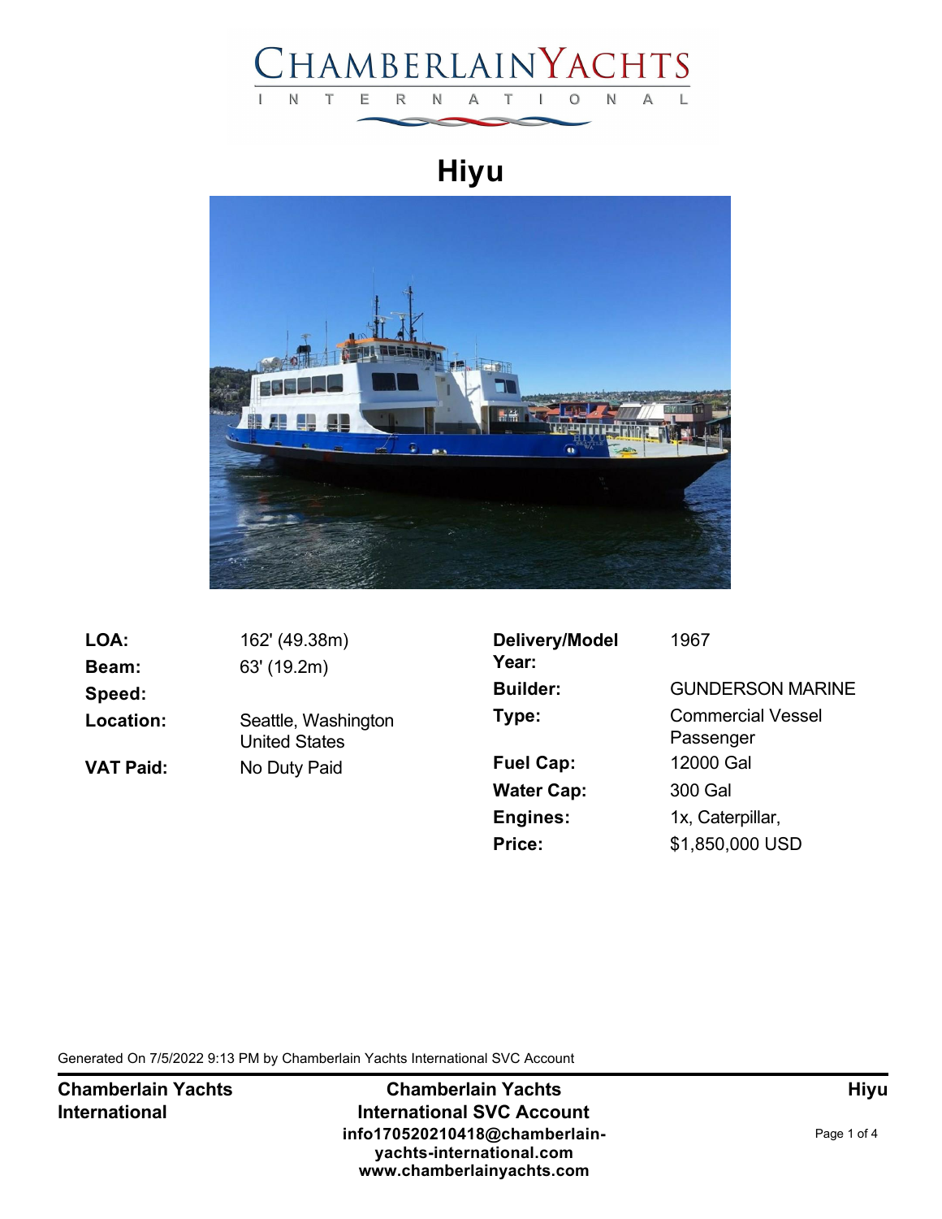# Hiyu

| | | | |
|---|---|---|---|
| **LOA:** | 162' (49.38m) | **Delivery/Model Year:** | 1967 |
| **Beam:** | 63' (19.2m) | **Builder:** | GUNDERSON MARINE |
| **Speed:** | | **Type:** | Commercial Vessel Passenger |
| **Location:** | Seattle, Washington United States | **Fuel Cap:** | 12000 Gal |
| **VAT Paid:** | No Duty Paid | **Water Cap:** | 300 Gal |
| | | **Engines:** | 1x, Caterpillar, |
| | | **Price:** | $1,850,000 USD |

Generated On 7/5/2022 9:13 PM by Chamberlain Yachts International SVC Account

**Chamberlain Yachts International**

**Chamberlain Yachts International SVC Account**
**info170520210418@chamberlain-yachts-international.com**
**www.chamberlainyachts.com**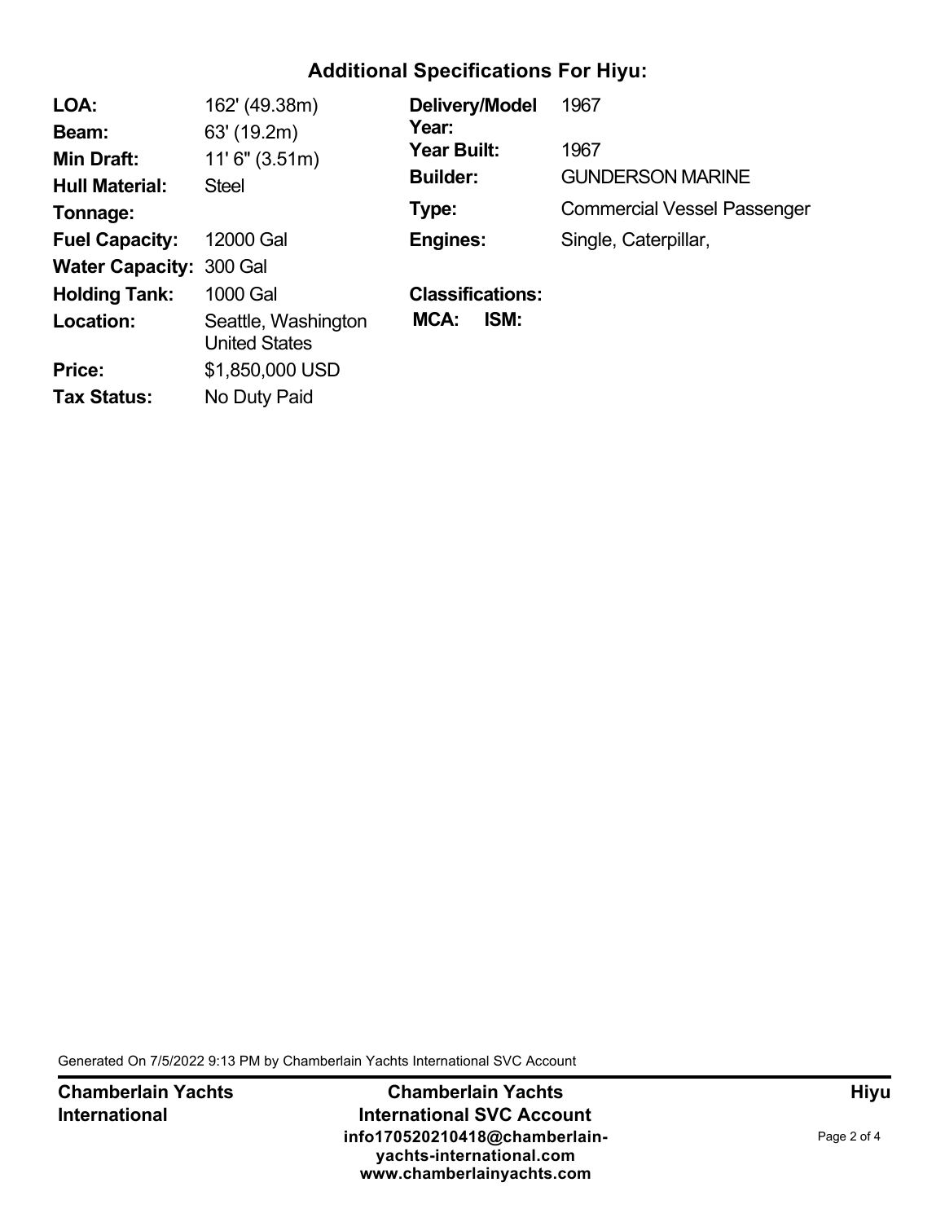## Additional Specifications For Hiyu:

| | | | |
|---|---|---|---|
| **LOA:** | 162' (49.38m) | **Delivery/Model Year:** | 1967 |
| **Beam:** | 63' (19.2m) | **Year Built:** | 1967 |
| **Min Draft:** | 11' 6" (3.51m) | **Builder:** | GUNDERSON MARINE |
| **Hull Material:** | Steel | **Type:** | Commercial Vessel Passenger |
| **Tonnage:** | | **Engines:** | Single, Caterpillar, |
| **Fuel Capacity:** | 12000 Gal | | |
| **Water Capacity:** | 300 Gal | | |
| **Holding Tank:** | 1000 Gal | **Classifications:** | |
| **Location:** | Seattle, Washington United States | **MCA:** | **ISM:** |
| **Price:** | $1,850,000 USD | | |
| **Tax Status:** | No Duty Paid | | |

Generated On 7/5/2022 9:13 PM by Chamberlain Yachts International SVC Account

**Chamberlain Yachts International**

**Chamberlain Yachts International SVC Account**
**info170520210418@chamberlain-yachts-international.com**
**www.chamberlainyachts.com**

**Hiyu**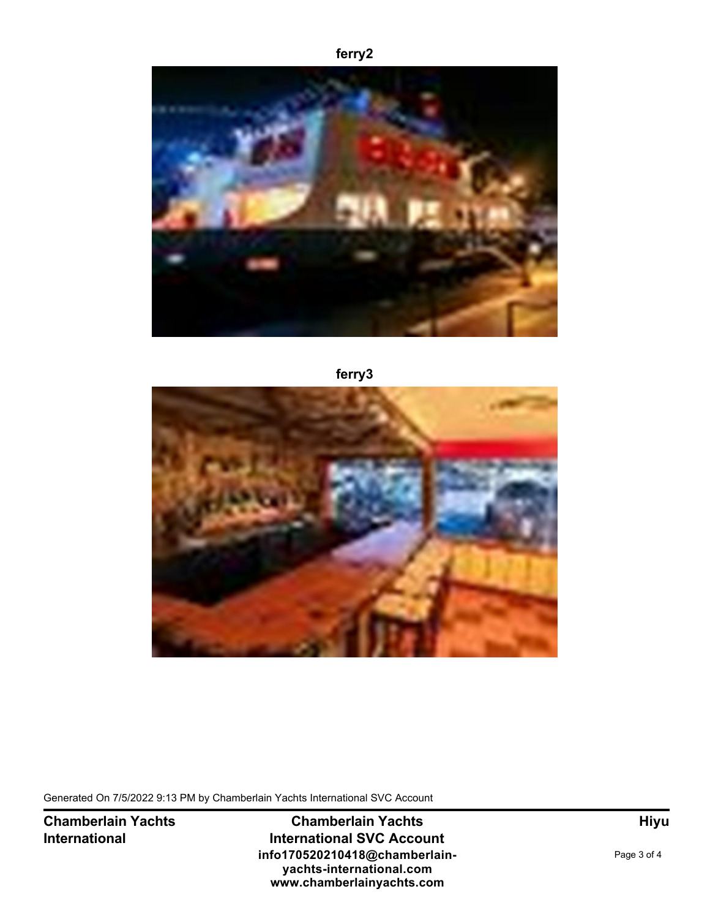ferry2

ferry3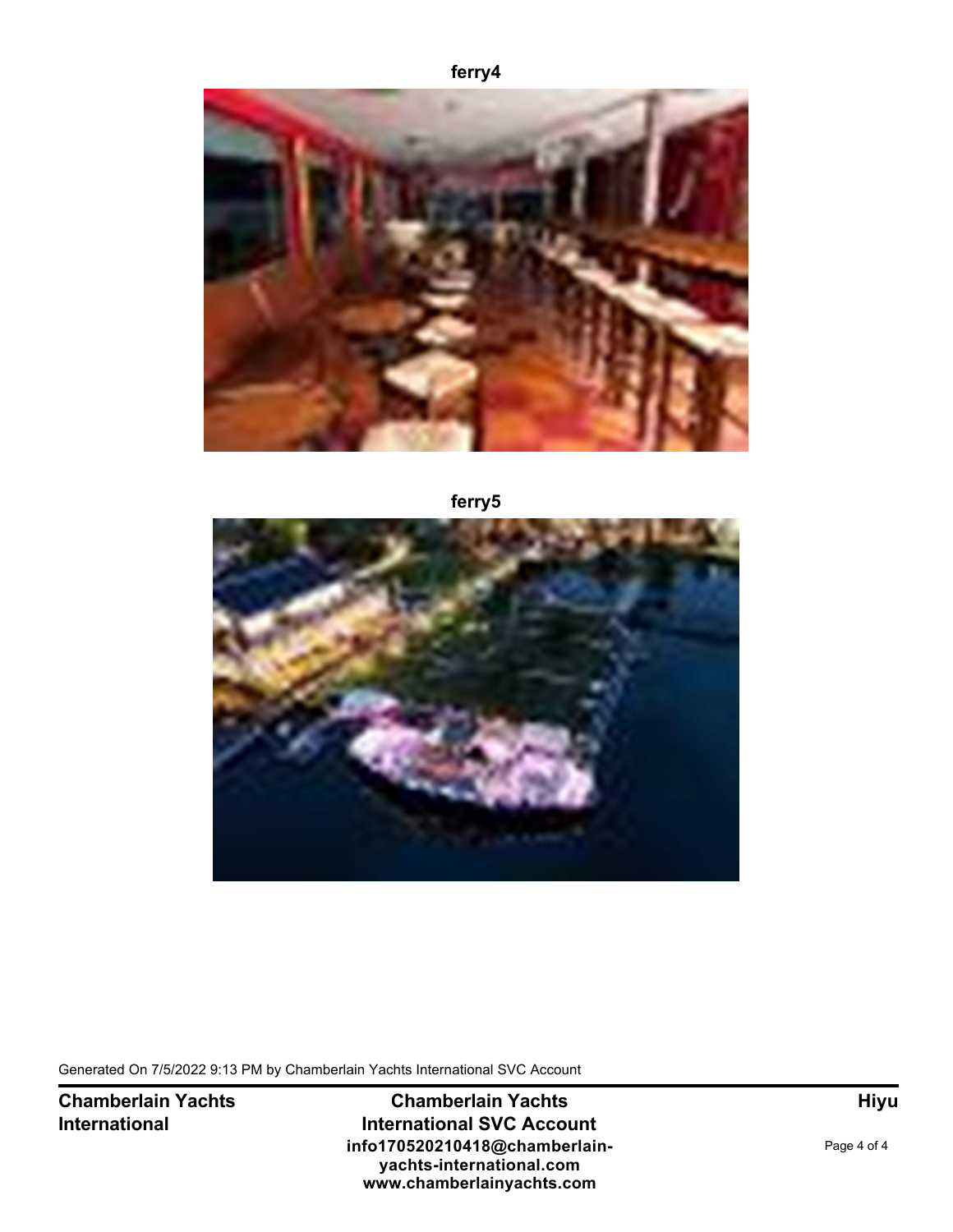**ferry4**

**ferry5**

Generated On 7/5/2022 9:13 PM by Chamberlain Yachts International SVC Account